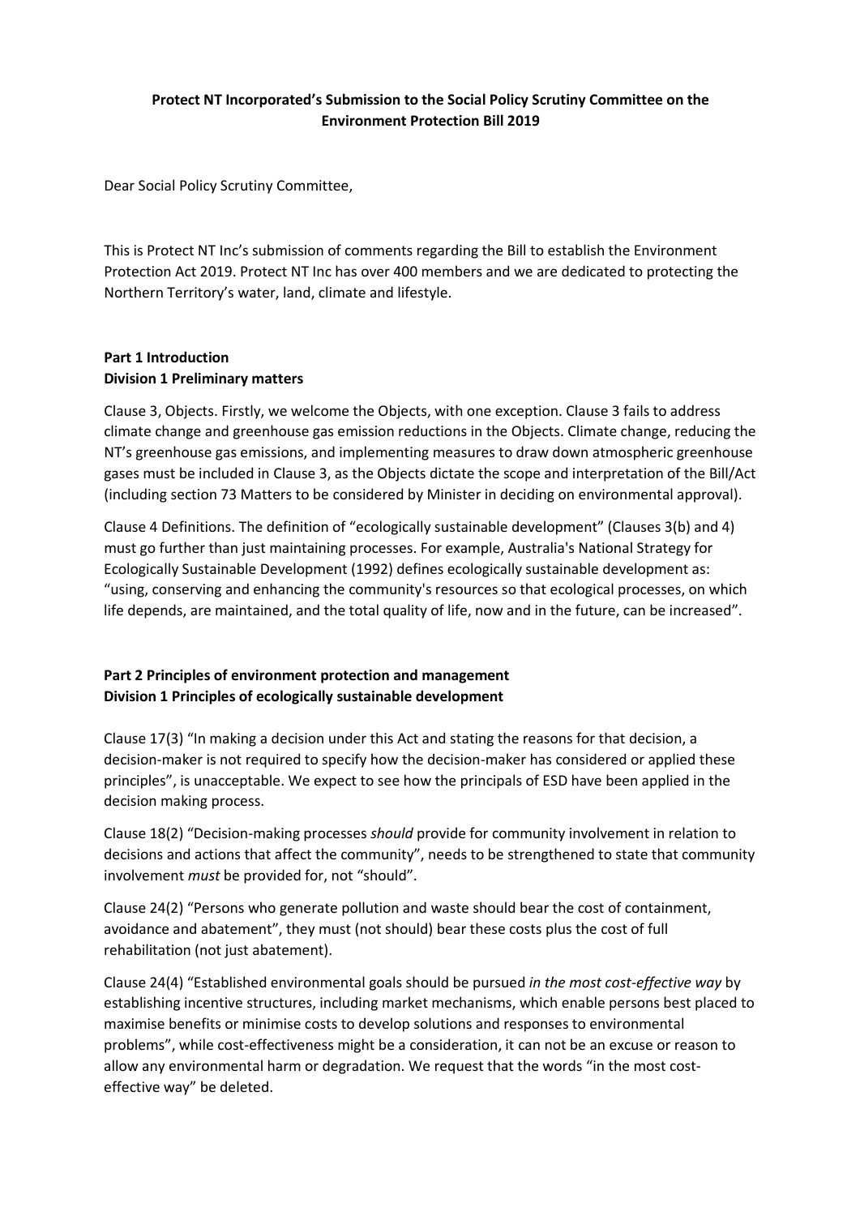**Protect NT Incorporated's Submission to the Social Policy Scrutiny Committee on the Environment Protection Bill 2019**

Dear Social Policy Scrutiny Committee,

This is Protect NT Inc's submission of comments regarding the Bill to establish the Environment Protection Act 2019. Protect NT Inc has over 400 members and we are dedicated to protecting the Northern Territory's water, land, climate and lifestyle.

**Part 1 Introduction**
**Division 1 Preliminary matters**

Clause 3, Objects. Firstly, we welcome the Objects, with one exception. Clause 3 fails to address climate change and greenhouse gas emission reductions in the Objects. Climate change, reducing the NT's greenhouse gas emissions, and implementing measures to draw down atmospheric greenhouse gases must be included in Clause 3, as the Objects dictate the scope and interpretation of the Bill/Act (including section 73 Matters to be considered by Minister in deciding on environmental approval).

Clause 4 Definitions. The definition of "ecologically sustainable development" (Clauses 3(b) and 4) must go further than just maintaining processes. For example, Australia's National Strategy for Ecologically Sustainable Development (1992) defines ecologically sustainable development as: "using, conserving and enhancing the community's resources so that ecological processes, on which life depends, are maintained, and the total quality of life, now and in the future, can be increased".

**Part 2 Principles of environment protection and management**
**Division 1 Principles of ecologically sustainable development**

Clause 17(3) "In making a decision under this Act and stating the reasons for that decision, a decision-maker is not required to specify how the decision-maker has considered or applied these principles", is unacceptable. We expect to see how the principals of ESD have been applied in the decision making process.

Clause 18(2) "Decision-making processes *should* provide for community involvement in relation to decisions and actions that affect the community", needs to be strengthened to state that community involvement *must* be provided for, not "should".

Clause 24(2) "Persons who generate pollution and waste should bear the cost of containment, avoidance and abatement", they must (not should) bear these costs plus the cost of full rehabilitation (not just abatement).

Clause 24(4) "Established environmental goals should be pursued *in the most cost-effective way* by establishing incentive structures, including market mechanisms, which enable persons best placed to maximise benefits or minimise costs to develop solutions and responses to environmental problems", while cost-effectiveness might be a consideration, it can not be an excuse or reason to allow any environmental harm or degradation. We request that the words "in the most cost-effective way" be deleted.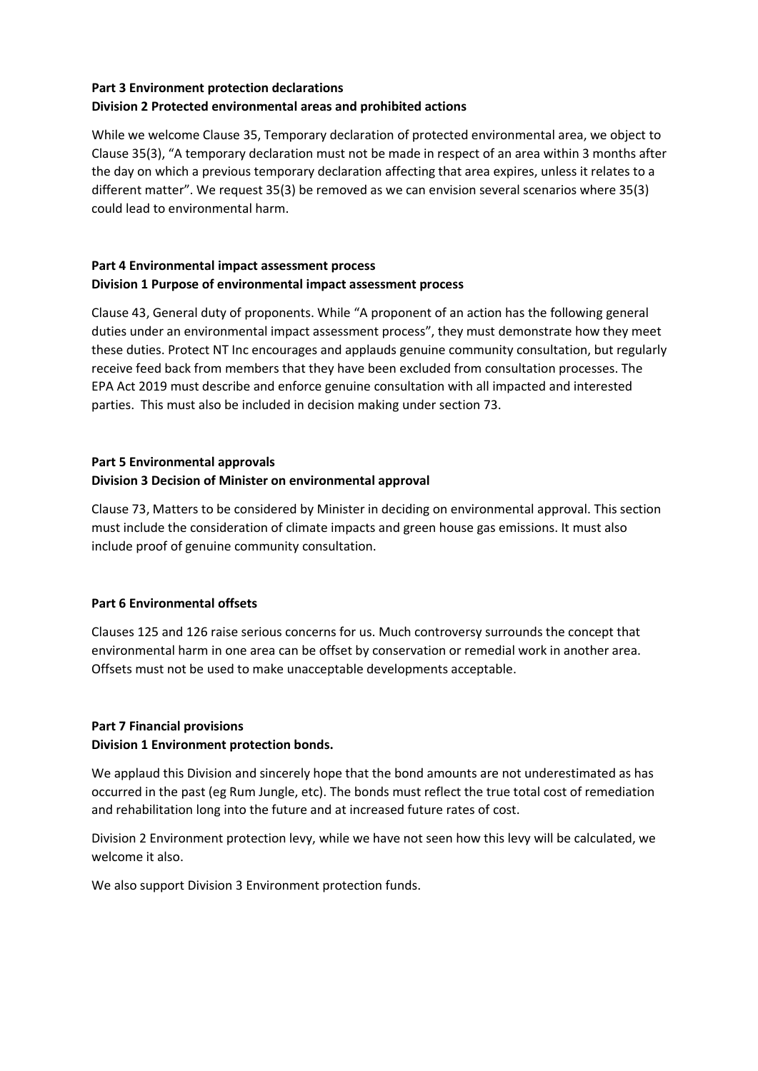**Part 3 Environment protection declarations**
**Division 2 Protected environmental areas and prohibited actions**

While we welcome Clause 35, Temporary declaration of protected environmental area, we object to Clause 35(3), "A temporary declaration must not be made in respect of an area within 3 months after the day on which a previous temporary declaration affecting that area expires, unless it relates to a different matter". We request 35(3) be removed as we can envision several scenarios where 35(3) could lead to environmental harm.

**Part 4 Environmental impact assessment process**
**Division 1 Purpose of environmental impact assessment process**

Clause 43, General duty of proponents. While "A proponent of an action has the following general duties under an environmental impact assessment process", they must demonstrate how they meet these duties. Protect NT Inc encourages and applauds genuine community consultation, but regularly receive feed back from members that they have been excluded from consultation processes. The EPA Act 2019 must describe and enforce genuine consultation with all impacted and interested parties. This must also be included in decision making under section 73.

**Part 5 Environmental approvals**
**Division 3 Decision of Minister on environmental approval**

Clause 73, Matters to be considered by Minister in deciding on environmental approval. This section must include the consideration of climate impacts and green house gas emissions. It must also include proof of genuine community consultation.

**Part 6 Environmental offsets**

Clauses 125 and 126 raise serious concerns for us. Much controversy surrounds the concept that environmental harm in one area can be offset by conservation or remedial work in another area. Offsets must not be used to make unacceptable developments acceptable.

**Part 7 Financial provisions**
**Division 1 Environment protection bonds.**

We applaud this Division and sincerely hope that the bond amounts are not underestimated as has occurred in the past (eg Rum Jungle, etc). The bonds must reflect the true total cost of remediation and rehabilitation long into the future and at increased future rates of cost.

Division 2 Environment protection levy, while we have not seen how this levy will be calculated, we welcome it also.

We also support Division 3 Environment protection funds.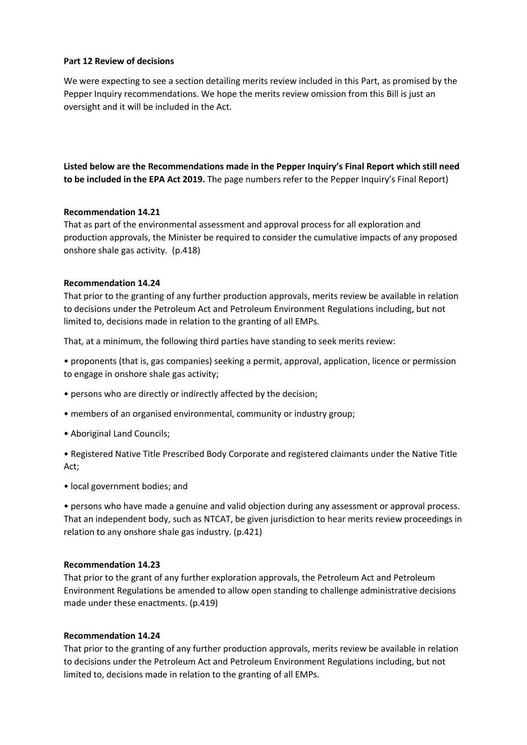**Part 12 Review of decisions**

We were expecting to see a section detailing merits review included in this Part, as promised by the Pepper Inquiry recommendations. We hope the merits review omission from this Bill is just an oversight and it will be included in the Act.

**Listed below are the Recommendations made in the Pepper Inquiry's Final Report which still need to be included in the EPA Act 2019.** The page numbers refer to the Pepper Inquiry's Final Report)

**Recommendation 14.21**

That as part of the environmental assessment and approval process for all exploration and production approvals, the Minister be required to consider the cumulative impacts of any proposed onshore shale gas activity. (p.418)

**Recommendation 14.24**

That prior to the granting of any further production approvals, merits review be available in relation to decisions under the Petroleum Act and Petroleum Environment Regulations including, but not limited to, decisions made in relation to the granting of all EMPs.

That, at a minimum, the following third parties have standing to seek merits review:

- proponents (that is, gas companies) seeking a permit, approval, application, licence or permission to engage in onshore shale gas activity;
- persons who are directly or indirectly affected by the decision;
- members of an organised environmental, community or industry group;
- Aboriginal Land Councils;
- Registered Native Title Prescribed Body Corporate and registered claimants under the Native Title Act;
- local government bodies; and
- persons who have made a genuine and valid objection during any assessment or approval process.

That an independent body, such as NTCAT, be given jurisdiction to hear merits review proceedings in relation to any onshore shale gas industry. (p.421)

**Recommendation 14.23**

That prior to the grant of any further exploration approvals, the Petroleum Act and Petroleum Environment Regulations be amended to allow open standing to challenge administrative decisions made under these enactments. (p.419)

**Recommendation 14.24**

That prior to the granting of any further production approvals, merits review be available in relation to decisions under the Petroleum Act and Petroleum Environment Regulations including, but not limited to, decisions made in relation to the granting of all EMPs.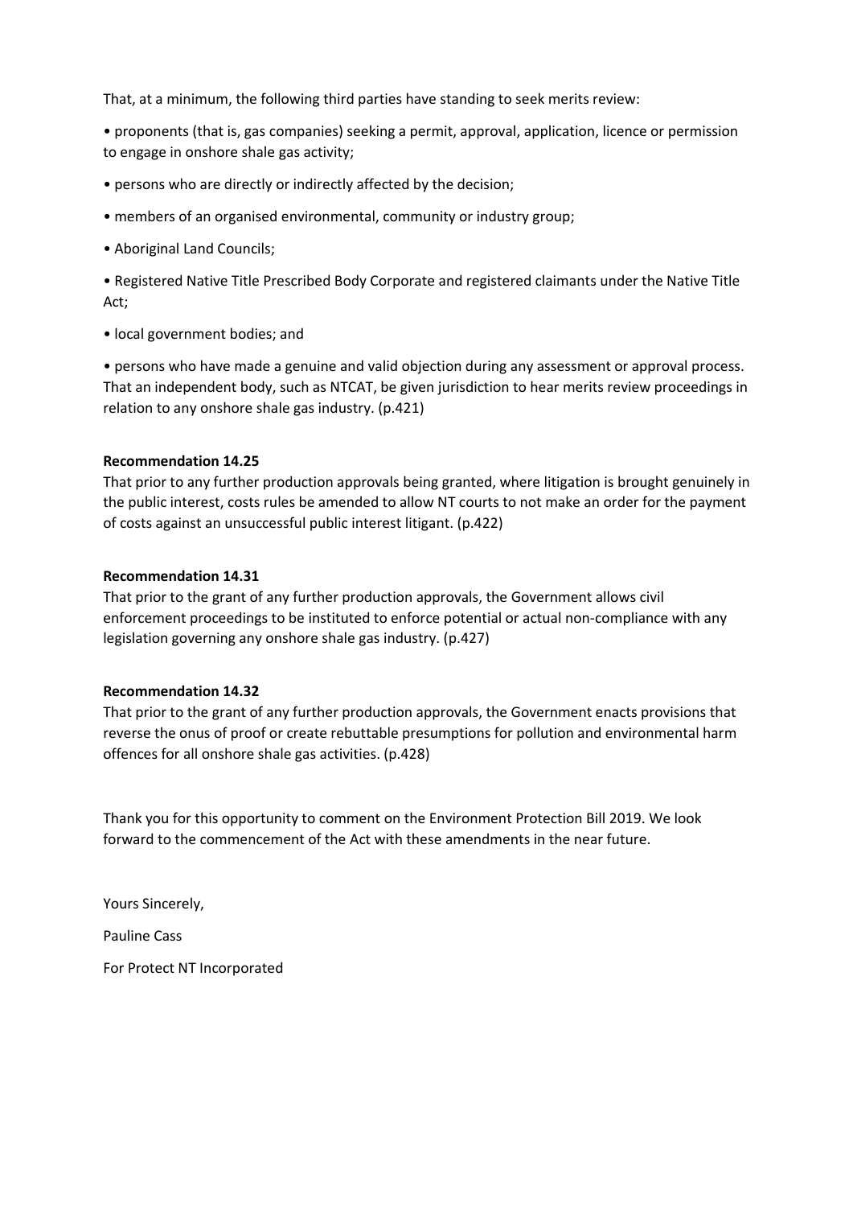That, at a minimum, the following third parties have standing to seek merits review:

- proponents (that is, gas companies) seeking a permit, approval, application, licence or permission to engage in onshore shale gas activity;
- persons who are directly or indirectly affected by the decision;
- members of an organised environmental, community or industry group;
- Aboriginal Land Councils;
- Registered Native Title Prescribed Body Corporate and registered claimants under the Native Title Act;
- local government bodies; and
- persons who have made a genuine and valid objection during any assessment or approval process.

That an independent body, such as NTCAT, be given jurisdiction to hear merits review proceedings in relation to any onshore shale gas industry. (p.421)

**Recommendation 14.25**

That prior to any further production approvals being granted, where litigation is brought genuinely in the public interest, costs rules be amended to allow NT courts to not make an order for the payment of costs against an unsuccessful public interest litigant. (p.422)

**Recommendation 14.31**

That prior to the grant of any further production approvals, the Government allows civil enforcement proceedings to be instituted to enforce potential or actual non-compliance with any legislation governing any onshore shale gas industry. (p.427)

**Recommendation 14.32**

That prior to the grant of any further production approvals, the Government enacts provisions that reverse the onus of proof or create rebuttable presumptions for pollution and environmental harm offences for all onshore shale gas activities. (p.428)

Thank you for this opportunity to comment on the Environment Protection Bill 2019. We look forward to the commencement of the Act with these amendments in the near future.

Yours Sincerely,

Pauline Cass

For Protect NT Incorporated